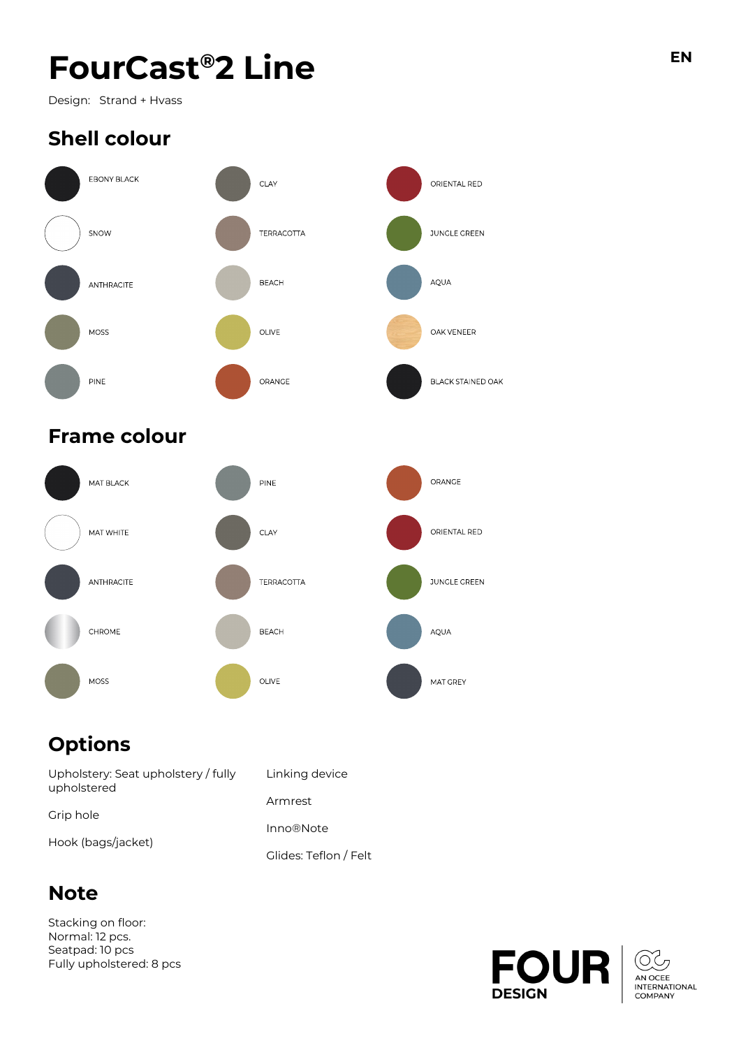# FourCast®2 Line

EN

Design: Strand + Hvass

## Shell colour

EBONY BLACK

SNOW

ANTHRACITE

MOSS

PINE

CLAY

TERRACOTTA

BEACH

OLIVE

ORANGE

ORIENTAL RED

JUNGLE GREEN

AQUA

OAK VENEER

BLACK STAINED OAK

## Frame colour

MAT BLACK

MAT WHITE

ANTHRACITE

CHROME

MOSS

PINE

CLAY

TERRACOTTA

BEACH

OLIVE

ORANGE

ORIENTAL RED

JUNGLE GREEN

AQUA

MAT GREY

## Options

Upholstery: Seat upholstery / fully upholstered

Grip hole

Hook (bags/jacket)

Linking device

Armrest

Inno®Note

Glides: Teflon / Felt

## Note

Stacking on floor:
Normal: 12 pcs.
Seatpad: 10 pcs
Fully upholstered: 8 pcs

FOUR DESIGN

AN OCEE INTERNATIONAL COMPANY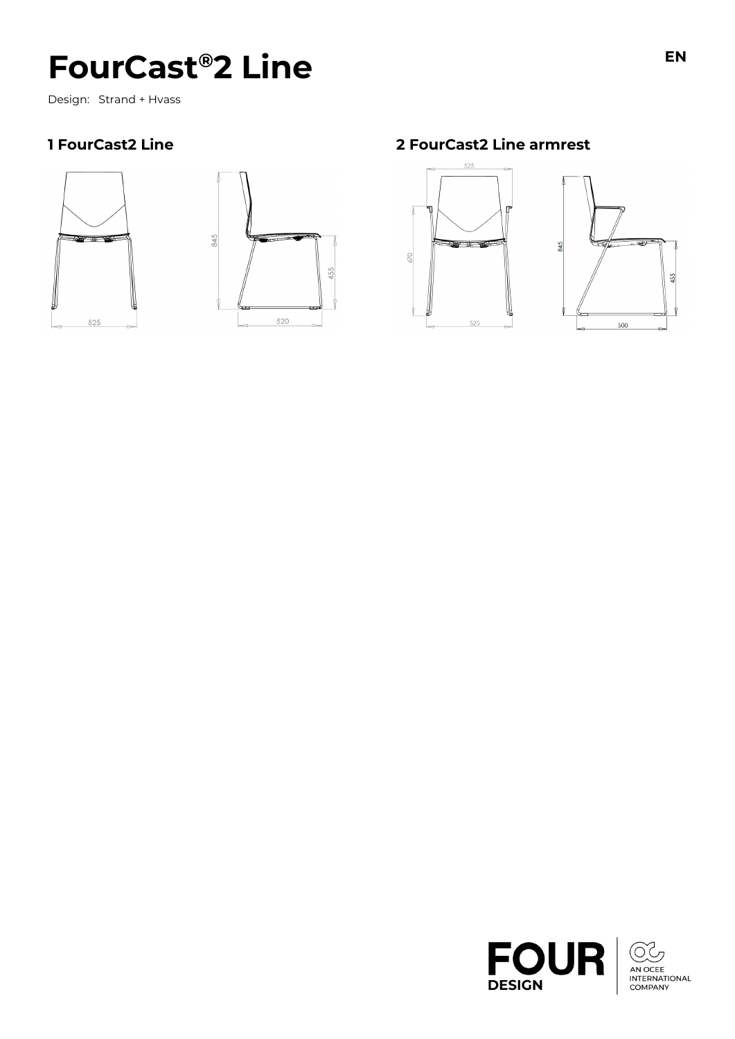# FourCast®2 Line

Design: Strand + Hvass

## 1 FourCast2 Line

## 2 FourCast2 Line armrest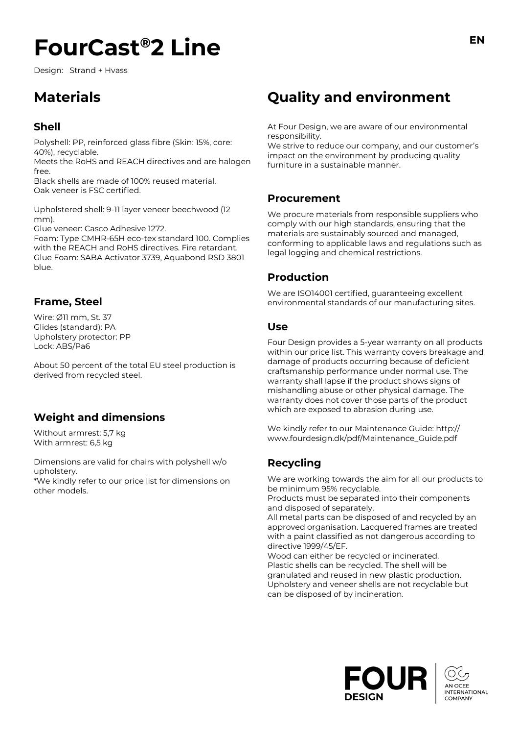# FourCast®2 Line

Design: Strand + Hvass

EN

## Materials

### Shell

Polyshell: PP, reinforced glass fibre (Skin: 15%, core: 40%), recyclable.
Meets the RoHS and REACH directives and are halogen free.
Black shells are made of 100% reused material.
Oak veneer is FSC certified.

Upholstered shell: 9-11 layer veneer beechwood (12 mm).
Glue veneer: Casco Adhesive 1272.
Foam: Type CMHR-65H eco-tex standard 100. Complies with the REACH and RoHS directives. Fire retardant.
Glue Foam: SABA Activator 3739, Aquabond RSD 3801 blue.

### Frame, Steel

Wire: Ø11 mm, St. 37
Glides (standard): PA
Upholstery protector: PP
Lock: ABS/Pa6

About 50 percent of the total EU steel production is derived from recycled steel.

### Weight and dimensions

Without armrest: 5,7 kg
With armrest: 6,5 kg

Dimensions are valid for chairs with polyshell w/o upholstery.
*We kindly refer to our price list for dimensions on other models.

## Quality and environment

At Four Design, we are aware of our environmental responsibility.
We strive to reduce our company, and our customer's impact on the environment by producing quality furniture in a sustainable manner.

### Procurement

We procure materials from responsible suppliers who comply with our high standards, ensuring that the materials are sustainably sourced and managed, conforming to applicable laws and regulations such as legal logging and chemical restrictions.

### Production

We are ISO14001 certified, guaranteeing excellent environmental standards of our manufacturing sites.

### Use

Four Design provides a 5-year warranty on all products within our price list. This warranty covers breakage and damage of products occurring because of deficient craftsmanship performance under normal use. The warranty shall lapse if the product shows signs of mishandling abuse or other physical damage. The warranty does not cover those parts of the product which are exposed to abrasion during use.

We kindly refer to our Maintenance Guide: http://www.fourdesign.dk/pdf/Maintenance_Guide.pdf

### Recycling

We are working towards the aim for all our products to be minimum 95% recyclable.
Products must be separated into their components and disposed of separately.
All metal parts can be disposed of and recycled by an approved organisation. Lacquered frames are treated with a paint classified as not dangerous according to directive 1999/45/EF.
Wood can either be recycled or incinerated.
Plastic shells can be recycled. The shell will be granulated and reused in new plastic production.
Upholstery and veneer shells are not recyclable but can be disposed of by incineration.

FOUR DESIGN

AN OCEE INTERNATIONAL COMPANY